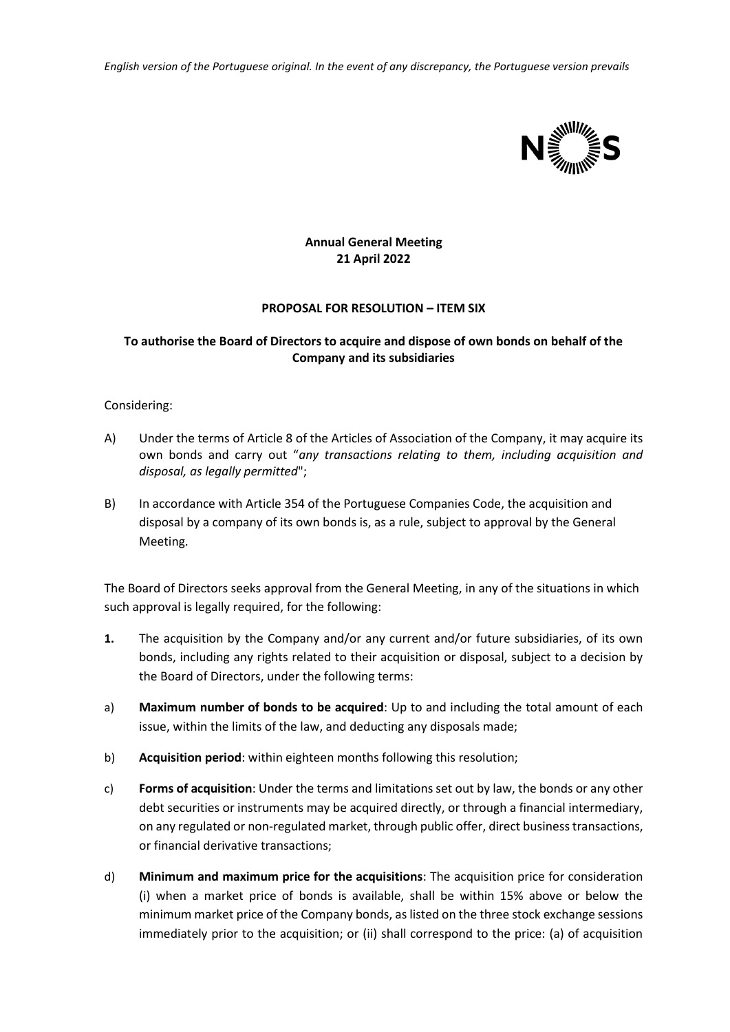*English version of the Portuguese original. In the event of any discrepancy, the Portuguese version prevails*

**Annual General Meeting**
**21 April 2022**

**PROPOSAL FOR RESOLUTION – ITEM SIX**

**To authorise the Board of Directors to acquire and dispose of own bonds on behalf of the Company and its subsidiaries**

Considering:

A) Under the terms of Article 8 of the Articles of Association of the Company, it may acquire its own bonds and carry out "*any transactions relating to them, including acquisition and disposal, as legally permitted*";

B) In accordance with Article 354 of the Portuguese Companies Code, the acquisition and disposal by a company of its own bonds is, as a rule, subject to approval by the General Meeting.

The Board of Directors seeks approval from the General Meeting, in any of the situations in which such approval is legally required, for the following:

**1.** The acquisition by the Company and/or any current and/or future subsidiaries, of its own bonds, including any rights related to their acquisition or disposal, subject to a decision by the Board of Directors, under the following terms:

a) **Maximum number of bonds to be acquired**: Up to and including the total amount of each issue, within the limits of the law, and deducting any disposals made;

b) **Acquisition period**: within eighteen months following this resolution;

c) **Forms of acquisition**: Under the terms and limitations set out by law, the bonds or any other debt securities or instruments may be acquired directly, or through a financial intermediary, on any regulated or non-regulated market, through public offer, direct business transactions, or financial derivative transactions;

d) **Minimum and maximum price for the acquisitions**: The acquisition price for consideration (i) when a market price of bonds is available, shall be within 15% above or below the minimum market price of the Company bonds, as listed on the three stock exchange sessions immediately prior to the acquisition; or (ii) shall correspond to the price: (a) of acquisition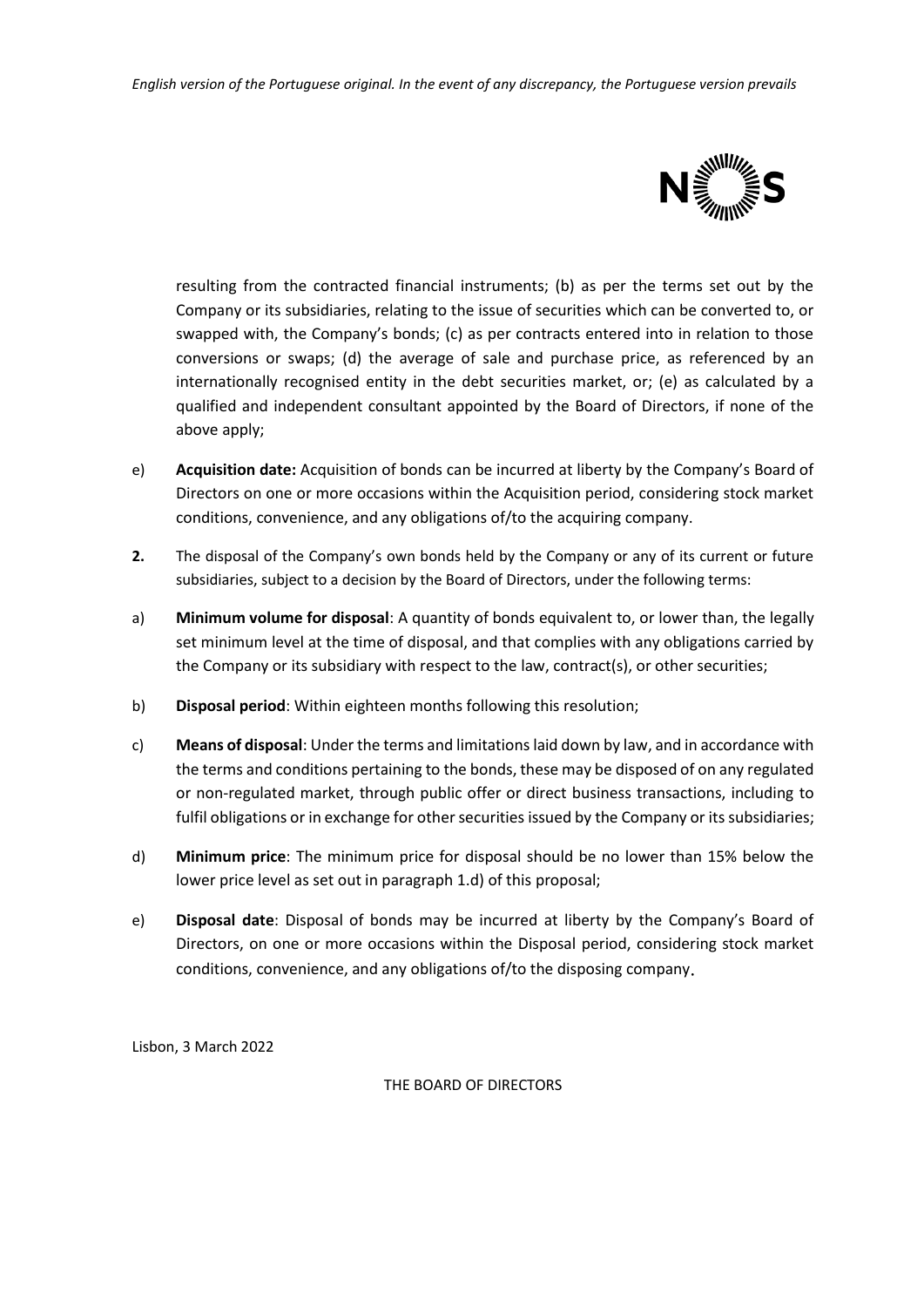resulting from the contracted financial instruments; (b) as per the terms set out by the Company or its subsidiaries, relating to the issue of securities which can be converted to, or swapped with, the Company's bonds; (c) as per contracts entered into in relation to those conversions or swaps; (d) the average of sale and purchase price, as referenced by an internationally recognised entity in the debt securities market, or; (e) as calculated by a qualified and independent consultant appointed by the Board of Directors, if none of the above apply;

e) **Acquisition date:** Acquisition of bonds can be incurred at liberty by the Company's Board of Directors on one or more occasions within the Acquisition period, considering stock market conditions, convenience, and any obligations of/to the acquiring company.

**2.** The disposal of the Company's own bonds held by the Company or any of its current or future subsidiaries, subject to a decision by the Board of Directors, under the following terms:

a) **Minimum volume for disposal**: A quantity of bonds equivalent to, or lower than, the legally set minimum level at the time of disposal, and that complies with any obligations carried by the Company or its subsidiary with respect to the law, contract(s), or other securities;

b) **Disposal period**: Within eighteen months following this resolution;

c) **Means of disposal**: Under the terms and limitations laid down by law, and in accordance with the terms and conditions pertaining to the bonds, these may be disposed of on any regulated or non-regulated market, through public offer or direct business transactions, including to fulfil obligations or in exchange for other securities issued by the Company or its subsidiaries;

d) **Minimum price**: The minimum price for disposal should be no lower than 15% below the lower price level as set out in paragraph 1.d) of this proposal;

e) **Disposal date**: Disposal of bonds may be incurred at liberty by the Company's Board of Directors, on one or more occasions within the Disposal period, considering stock market conditions, convenience, and any obligations of/to the disposing company.

Lisbon, 3 March 2022

THE BOARD OF DIRECTORS